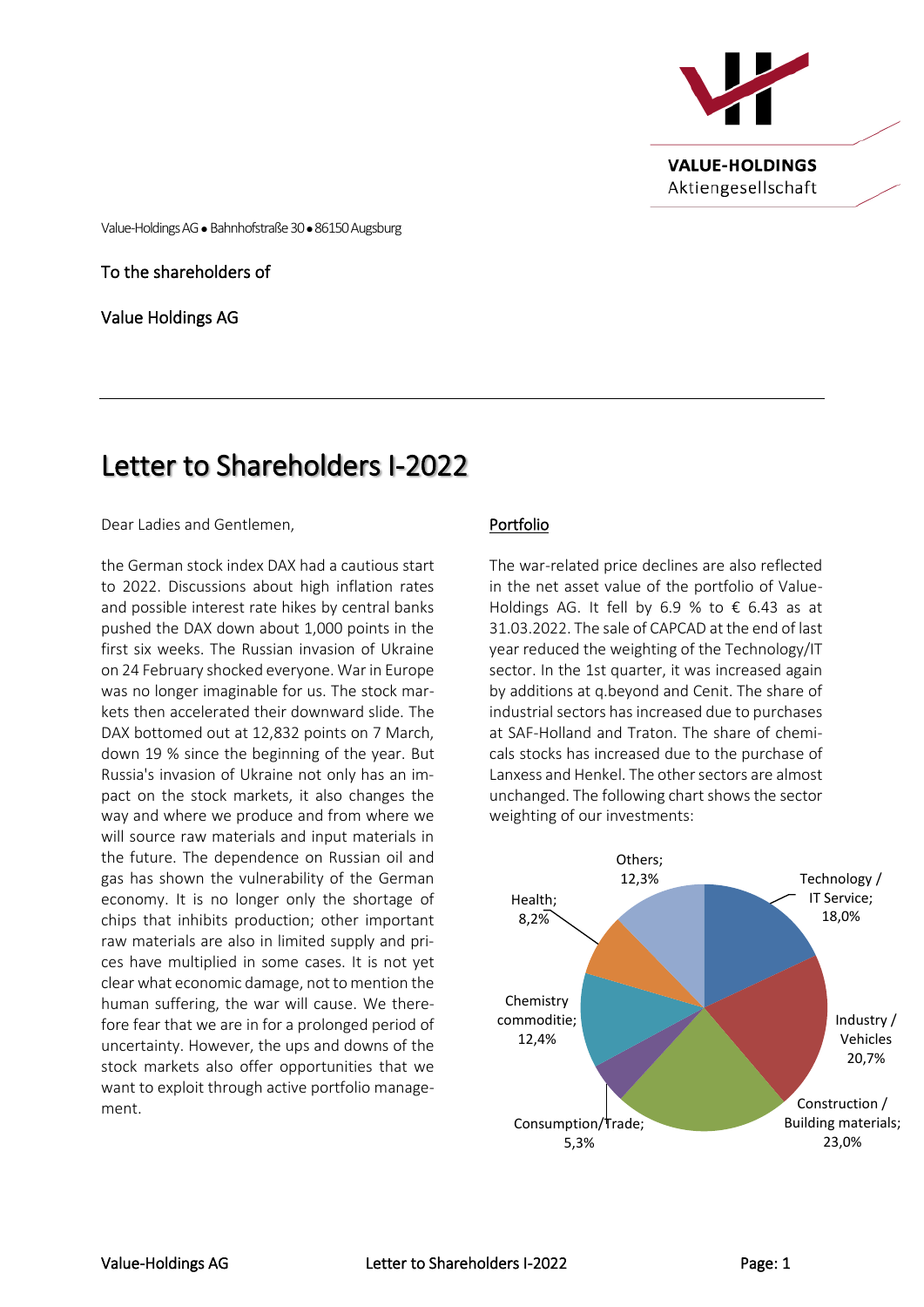VALUE-HOLDINGS
Aktiengesellschaft

Value-Holdings AG • Bahnhofstraße 30 • 86150 Augsburg

To the shareholders of

Value Holdings AG

# Letter to Shareholders I-2022

Dear Ladies and Gentlemen,

the German stock index DAX had a cautious start to 2022. Discussions about high inflation rates and possible interest rate hikes by central banks pushed the DAX down about 1,000 points in the first six weeks. The Russian invasion of Ukraine on 24 February shocked everyone. War in Europe was no longer imaginable for us. The stock markets then accelerated their downward slide. The DAX bottomed out at 12,832 points on 7 March, down 19 % since the beginning of the year. But Russia's invasion of Ukraine not only has an impact on the stock markets, it also changes the way and where we produce and from where we will source raw materials and input materials in the future. The dependence on Russian oil and gas has shown the vulnerability of the German economy. It is no longer only the shortage of chips that inhibits production; other important raw materials are also in limited supply and prices have multiplied in some cases. It is not yet clear what economic damage, not to mention the human suffering, the war will cause. We therefore fear that we are in for a prolonged period of uncertainty. However, the ups and downs of the stock markets also offer opportunities that we want to exploit through active portfolio management.

## Portfolio

The war-related price declines are also reflected in the net asset value of the portfolio of Value-Holdings AG. It fell by 6.9 % to € 6.43 as at 31.03.2022. The sale of CAPCAD at the end of last year reduced the weighting of the Technology/IT sector. In the 1st quarter, it was increased again by additions at q.beyond and Cenit. The share of industrial sectors has increased due to purchases at SAF-Holland and Traton. The share of chemicals stocks has increased due to the purchase of Lanxess and Henkel. The other sectors are almost unchanged. The following chart shows the sector weighting of our investments:

| Sector | Weighting |
|---|---|
| Technology / IT Service | 18,0% |
| Industry / Vehicles | 20,7% |
| Construction / Building materials | 23,0% |
| Consumption/Trade | 5,3% |
| Chemistry commoditie | 12,4% |
| Health | 8,2% |
| Others | 12,3% |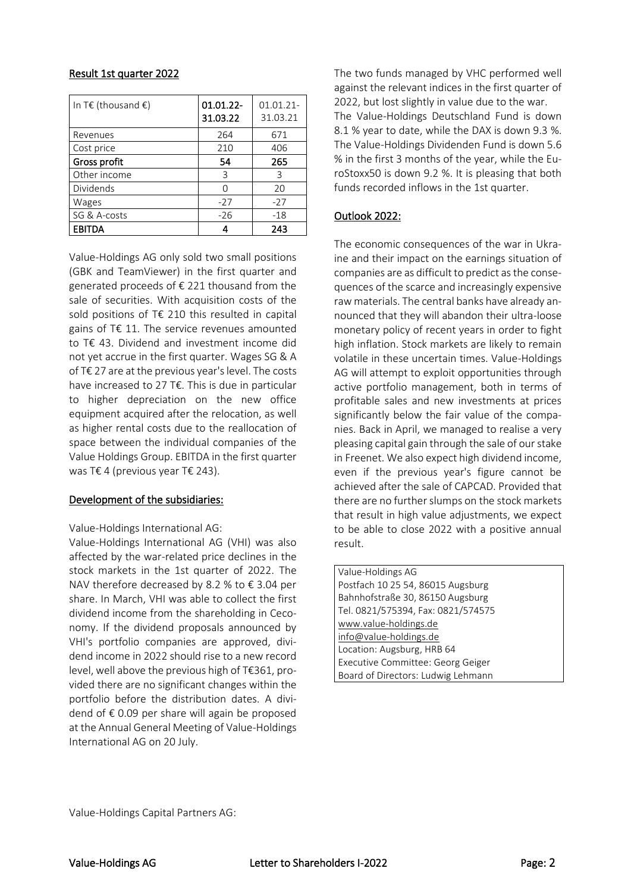## Result 1st quarter 2022

| In T€ (thousand €) | **01.01.22-31.03.22** | 01.01.21-31.03.21 |
|---|---|---|
| Revenues | 264 | 671 |
| Cost price | 210 | 406 |
| **Gross profit** | **54** | **265** |
| Other income | 3 | 3 |
| Dividends | 0 | 20 |
| Wages | -27 | -27 |
| SG & A-costs | -26 | -18 |
| **EBITDA** | **4** | **243** |

Value-Holdings AG only sold two small positions (GBK and TeamViewer) in the first quarter and generated proceeds of € 221 thousand from the sale of securities. With acquisition costs of the sold positions of T€ 210 this resulted in capital gains of T€ 11. The service revenues amounted to T€ 43. Dividend and investment income did not yet accrue in the first quarter. Wages SG & A of T€ 27 are at the previous year's level. The costs have increased to 27 T€. This is due in particular to higher depreciation on the new office equipment acquired after the relocation, as well as higher rental costs due to the reallocation of space between the individual companies of the Value Holdings Group. EBITDA in the first quarter was T€ 4 (previous year T€ 243).

## Development of the subsidiaries:

Value-Holdings International AG:

Value-Holdings International AG (VHI) was also affected by the war-related price declines in the stock markets in the 1st quarter of 2022. The NAV therefore decreased by 8.2 % to € 3.04 per share. In March, VHI was able to collect the first dividend income from the shareholding in Ceconomy. If the dividend proposals announced by VHI's portfolio companies are approved, dividend income in 2022 should rise to a new record level, well above the previous high of T€361, provided there are no significant changes within the portfolio before the distribution dates. A dividend of € 0.09 per share will again be proposed at the Annual General Meeting of Value-Holdings International AG on 20 July.

Value-Holdings Capital Partners AG:

The two funds managed by VHC performed well against the relevant indices in the first quarter of 2022, but lost slightly in value due to the war. The Value-Holdings Deutschland Fund is down 8.1 % year to date, while the DAX is down 9.3 %. The Value-Holdings Dividenden Fund is down 5.6 % in the first 3 months of the year, while the EuroStoxx50 is down 9.2 %. It is pleasing that both funds recorded inflows in the 1st quarter.

## Outlook 2022:

The economic consequences of the war in Ukraine and their impact on the earnings situation of companies are as difficult to predict as the consequences of the scarce and increasingly expensive raw materials. The central banks have already announced that they will abandon their ultra-loose monetary policy of recent years in order to fight high inflation. Stock markets are likely to remain volatile in these uncertain times. Value-Holdings AG will attempt to exploit opportunities through active portfolio management, both in terms of profitable sales and new investments at prices significantly below the fair value of the companies. Back in April, we managed to realise a very pleasing capital gain through the sale of our stake in Freenet. We also expect high dividend income, even if the previous year's figure cannot be achieved after the sale of CAPCAD. Provided that there are no further slumps on the stock markets that result in high value adjustments, we expect to be able to close 2022 with a positive annual result.

Value-Holdings AG
Postfach 10 25 54, 86015 Augsburg
Bahnhofstraße 30, 86150 Augsburg
Tel. 0821/575394, Fax: 0821/574575
www.value-holdings.de
info@value-holdings.de
Location: Augsburg, HRB 64
Executive Committee: Georg Geiger
Board of Directors: Ludwig Lehmann